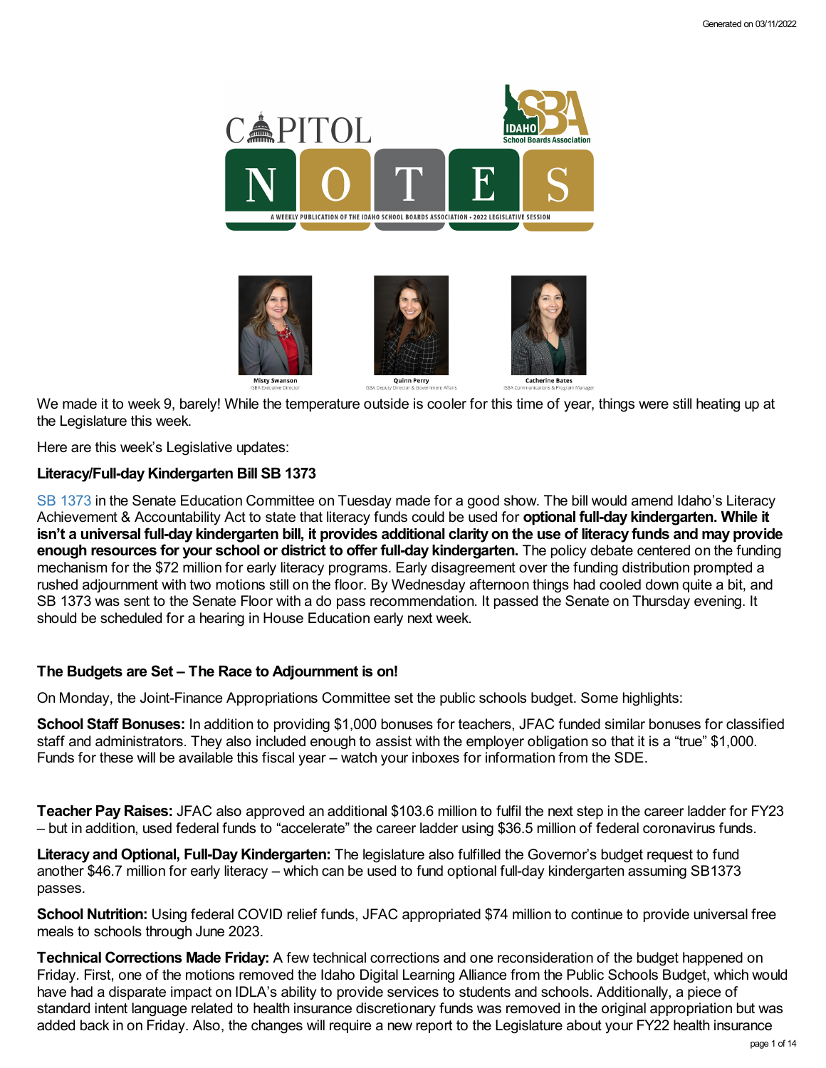# CAPITOL NOTES

A WEEKLY PUBLICATION OF THE IDAHO SCHOOL BOARDS ASSOCIATION • 2022 LEGISLATIVE SESSION

Misty Swanson, ISBA Executive Director

Quinn Perry, ISBA Deputy Director & Government Affairs

Catherine Bates, ISBA Communications & Program Manager

We made it to week 9, barely! While the temperature outside is cooler for this time of year, things were still heating up at the Legislature this week.

Here are this week's Legislative updates:

**Literacy/Full-day Kindergarten Bill SB 1373**

SB 1373 in the Senate Education Committee on Tuesday made for a good show. The bill would amend Idaho's Literacy Achievement & Accountability Act to state that literacy funds could be used for **optional full-day kindergarten. While it isn't a universal full-day kindergarten bill, it provides additional clarity on the use of literacy funds and may provide enough resources for your school or district to offer full-day kindergarten.** The policy debate centered on the funding mechanism for the $72 million for early literacy programs. Early disagreement over the funding distribution prompted a rushed adjournment with two motions still on the floor. By Wednesday afternoon things had cooled down quite a bit, and SB 1373 was sent to the Senate Floor with a do pass recommendation. It passed the Senate on Thursday evening. It should be scheduled for a hearing in House Education early next week.

**The Budgets are Set – The Race to Adjournment is on!**

On Monday, the Joint-Finance Appropriations Committee set the public schools budget. Some highlights:

**School Staff Bonuses:** In addition to providing $1,000 bonuses for teachers, JFAC funded similar bonuses for classified staff and administrators. They also included enough to assist with the employer obligation so that it is a "true" $1,000. Funds for these will be available this fiscal year – watch your inboxes for information from the SDE.

**Teacher Pay Raises:** JFAC also approved an additional $103.6 million to fulfil the next step in the career ladder for FY23 – but in addition, used federal funds to "accelerate" the career ladder using $36.5 million of federal coronavirus funds.

**Literacy and Optional, Full-Day Kindergarten:** The legislature also fulfilled the Governor's budget request to fund another $46.7 million for early literacy – which can be used to fund optional full-day kindergarten assuming SB1373 passes.

**School Nutrition:** Using federal COVID relief funds, JFAC appropriated $74 million to continue to provide universal free meals to schools through June 2023.

**Technical Corrections Made Friday:** A few technical corrections and one reconsideration of the budget happened on Friday. First, one of the motions removed the Idaho Digital Learning Alliance from the Public Schools Budget, which would have had a disparate impact on IDLA's ability to provide services to students and schools. Additionally, a piece of standard intent language related to health insurance discretionary funds was removed in the original appropriation but was added back in on Friday. Also, the changes will require a new report to the Legislature about your FY22 health insurance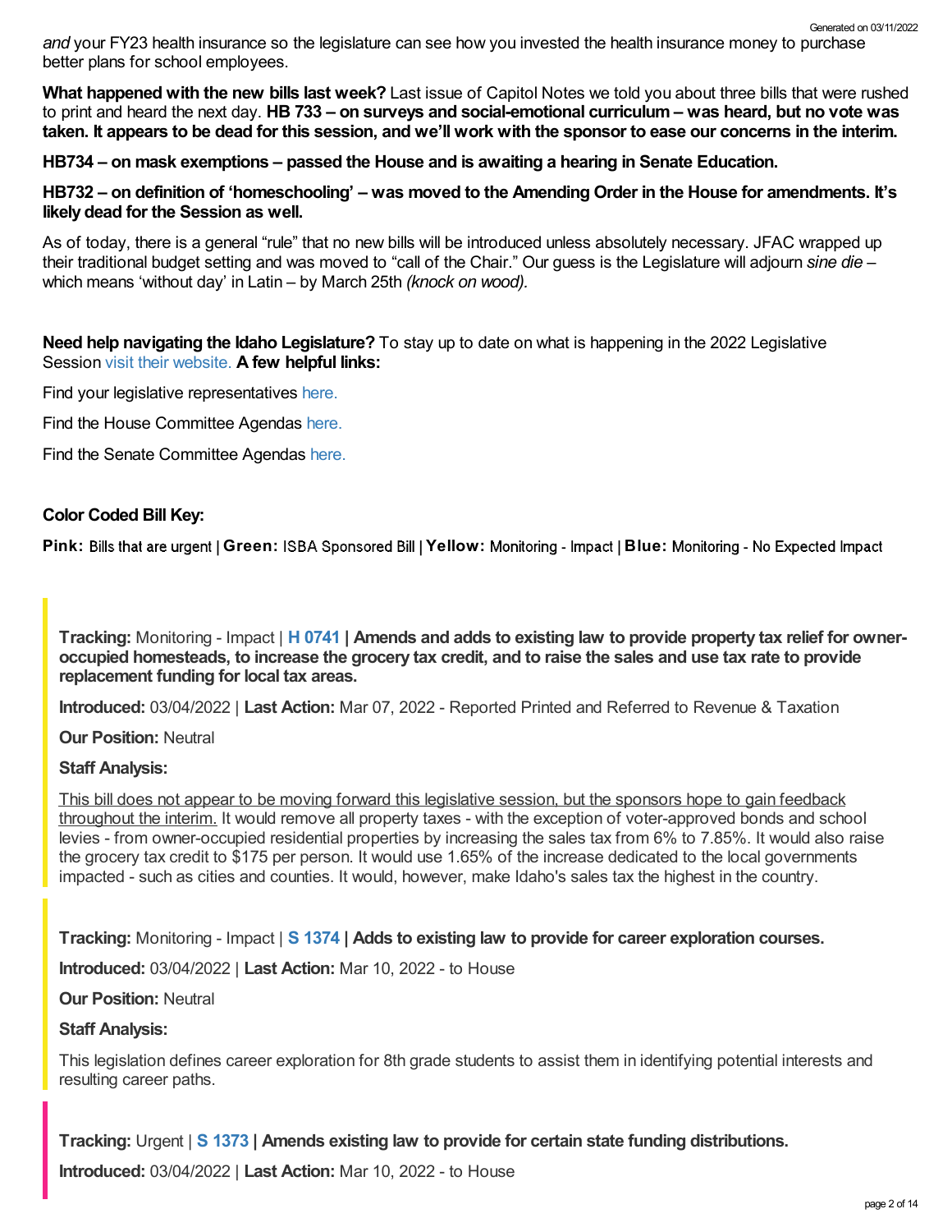*and* your FY23 health insurance so the legislature can see how you invested the health insurance money to purchase better plans for school employees.

**What happened with the new bills last week?** Last issue of Capitol Notes we told you about three bills that were rushed to print and heard the next day. **HB 733 – on surveys and social-emotional curriculum – was heard, but no vote was taken. It appears to be dead for this session, and we'll work with the sponsor to ease our concerns in the interim.**

**HB734 – on mask exemptions – passed the House and is awaiting a hearing in Senate Education.**

**HB732 – on definition of 'homeschooling' – was moved to the Amending Order in the House for amendments. It's likely dead for the Session as well.**

As of today, there is a general "rule" that no new bills will be introduced unless absolutely necessary. JFAC wrapped up their traditional budget setting and was moved to "call of the Chair." Our guess is the Legislature will adjourn *sine die* – which means 'without day' in Latin – by March 25th *(knock on wood).*

**Need help navigating the Idaho Legislature?** To stay up to date on what is happening in the 2022 Legislative Session visit their website. **A few helpful links:**

Find your legislative representatives here.

Find the House Committee Agendas here.

Find the Senate Committee Agendas here.

**Color Coded Bill Key:**

**Pink:** Bills that are urgent | **Green:** ISBA Sponsored Bill | **Yellow:** Monitoring - Impact | **Blue:** Monitoring - No Expected Impact

**Tracking:** Monitoring - Impact | **H 0741 | Amends and adds to existing law to provide property tax relief for owner-occupied homesteads, to increase the grocery tax credit, and to raise the sales and use tax rate to provide replacement funding for local tax areas.**

**Introduced:** 03/04/2022 | **Last Action:** Mar 07, 2022 - Reported Printed and Referred to Revenue & Taxation

**Our Position:** Neutral

**Staff Analysis:**

This bill does not appear to be moving forward this legislative session, but the sponsors hope to gain feedback throughout the interim. It would remove all property taxes - with the exception of voter-approved bonds and school levies - from owner-occupied residential properties by increasing the sales tax from 6% to 7.85%. It would also raise the grocery tax credit to $175 per person. It would use 1.65% of the increase dedicated to the local governments impacted - such as cities and counties. It would, however, make Idaho's sales tax the highest in the country.

**Tracking:** Monitoring - Impact | **S 1374 | Adds to existing law to provide for career exploration courses.**

**Introduced:** 03/04/2022 | **Last Action:** Mar 10, 2022 - to House

**Our Position:** Neutral

**Staff Analysis:**

This legislation defines career exploration for 8th grade students to assist them in identifying potential interests and resulting career paths.

**Tracking:** Urgent | **S 1373 | Amends existing law to provide for certain state funding distributions.**

**Introduced:** 03/04/2022 | **Last Action:** Mar 10, 2022 - to House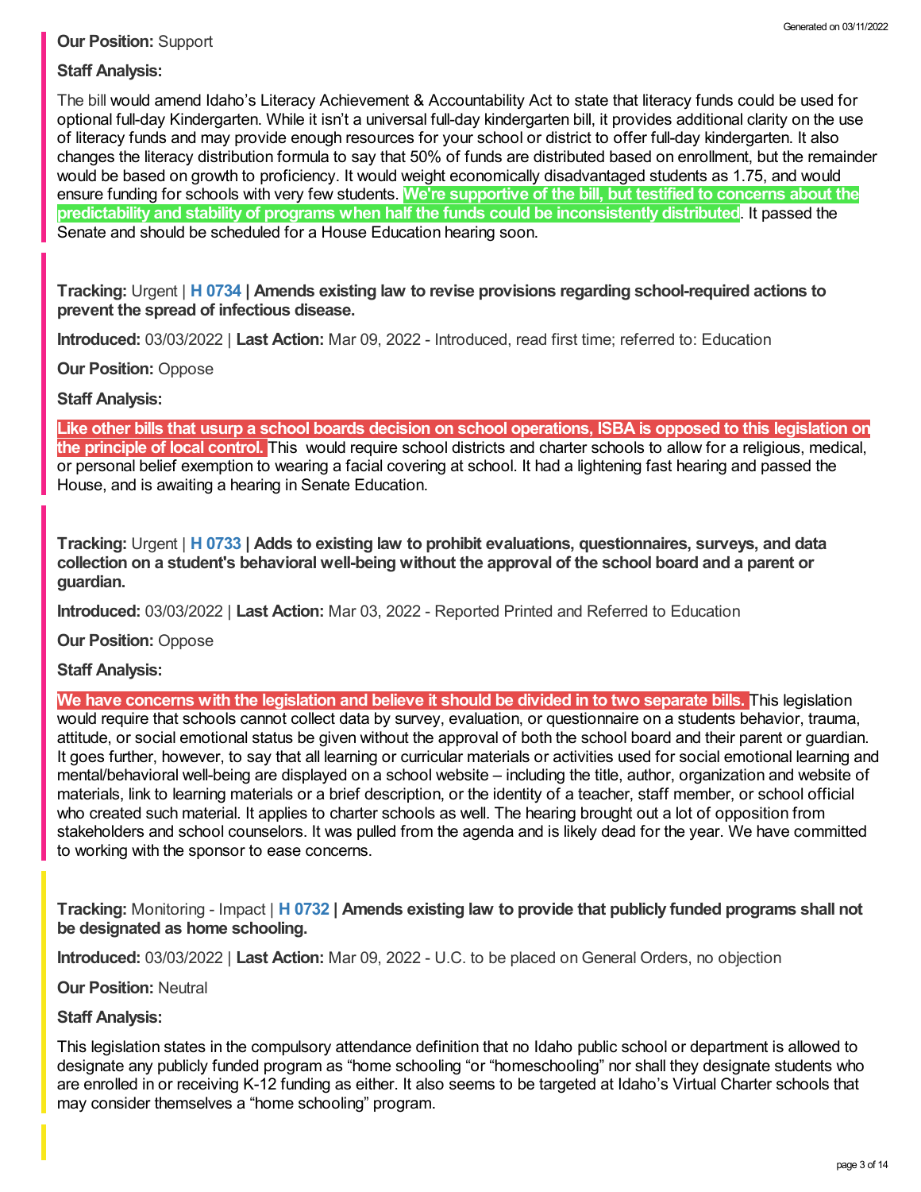**Our Position:** Support

**Staff Analysis:**

The bill would amend Idaho's Literacy Achievement & Accountability Act to state that literacy funds could be used for optional full-day Kindergarten. While it isn't a universal full-day kindergarten bill, it provides additional clarity on the use of literacy funds and may provide enough resources for your school or district to offer full-day kindergarten. It also changes the literacy distribution formula to say that 50% of funds are distributed based on enrollment, but the remainder would be based on growth to proficiency. It would weight economically disadvantaged students as 1.75, and would ensure funding for schools with very few students. **We're supportive of the bill, but testified to concerns about the predictability and stability of programs when half the funds could be inconsistently distributed**. It passed the Senate and should be scheduled for a House Education hearing soon.

**Tracking:** Urgent | **H 0734 | Amends existing law to revise provisions regarding school-required actions to prevent the spread of infectious disease.**

**Introduced:** 03/03/2022 | **Last Action:** Mar 09, 2022 - Introduced, read first time; referred to: Education

**Our Position:** Oppose

**Staff Analysis:**

**Like other bills that usurp a school boards decision on school operations, ISBA is opposed to this legislation on the principle of local control.** This would require school districts and charter schools to allow for a religious, medical, or personal belief exemption to wearing a facial covering at school. It had a lightening fast hearing and passed the House, and is awaiting a hearing in Senate Education.

**Tracking:** Urgent | **H 0733 | Adds to existing law to prohibit evaluations, questionnaires, surveys, and data collection on a student's behavioral well-being without the approval of the school board and a parent or guardian.**

**Introduced:** 03/03/2022 | **Last Action:** Mar 03, 2022 - Reported Printed and Referred to Education

**Our Position:** Oppose

**Staff Analysis:**

**We have concerns with the legislation and believe it should be divided in to two separate bills.** This legislation would require that schools cannot collect data by survey, evaluation, or questionnaire on a students behavior, trauma, attitude, or social emotional status be given without the approval of both the school board and their parent or guardian. It goes further, however, to say that all learning or curricular materials or activities used for social emotional learning and mental/behavioral well-being are displayed on a school website – including the title, author, organization and website of materials, link to learning materials or a brief description, or the identity of a teacher, staff member, or school official who created such material. It applies to charter schools as well. The hearing brought out a lot of opposition from stakeholders and school counselors. It was pulled from the agenda and is likely dead for the year. We have committed to working with the sponsor to ease concerns.

**Tracking:** Monitoring - Impact | **H 0732 | Amends existing law to provide that publicly funded programs shall not be designated as home schooling.**

**Introduced:** 03/03/2022 | **Last Action:** Mar 09, 2022 - U.C. to be placed on General Orders, no objection

**Our Position:** Neutral

**Staff Analysis:**

This legislation states in the compulsory attendance definition that no Idaho public school or department is allowed to designate any publicly funded program as "home schooling "or "homeschooling" nor shall they designate students who are enrolled in or receiving K-12 funding as either. It also seems to be targeted at Idaho's Virtual Charter schools that may consider themselves a "home schooling" program.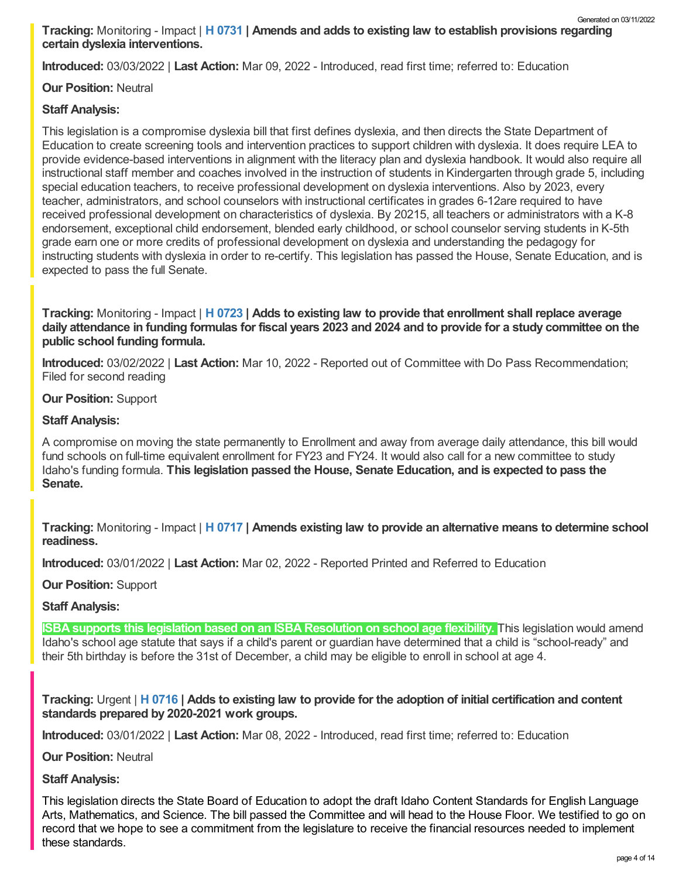**Tracking:** Monitoring - Impact | **H 0731 | Amends and adds to existing law to establish provisions regarding certain dyslexia interventions.**

**Introduced:** 03/03/2022 | **Last Action:** Mar 09, 2022 - Introduced, read first time; referred to: Education

**Our Position:** Neutral

**Staff Analysis:**

This legislation is a compromise dyslexia bill that first defines dyslexia, and then directs the State Department of Education to create screening tools and intervention practices to support children with dyslexia. It does require LEA to provide evidence-based interventions in alignment with the literacy plan and dyslexia handbook. It would also require all instructional staff member and coaches involved in the instruction of students in Kindergarten through grade 5, including special education teachers, to receive professional development on dyslexia interventions. Also by 2023, every teacher, administrators, and school counselors with instructional certificates in grades 6-12are required to have received professional development on characteristics of dyslexia. By 20215, all teachers or administrators with a K-8 endorsement, exceptional child endorsement, blended early childhood, or school counselor serving students in K-5th grade earn one or more credits of professional development on dyslexia and understanding the pedagogy for instructing students with dyslexia in order to re-certify. This legislation has passed the House, Senate Education, and is expected to pass the full Senate.

**Tracking:** Monitoring - Impact | **H 0723 | Adds to existing law to provide that enrollment shall replace average daily attendance in funding formulas for fiscal years 2023 and 2024 and to provide for a study committee on the public school funding formula.**

**Introduced:** 03/02/2022 | **Last Action:** Mar 10, 2022 - Reported out of Committee with Do Pass Recommendation; Filed for second reading

**Our Position:** Support

**Staff Analysis:**

A compromise on moving the state permanently to Enrollment and away from average daily attendance, this bill would fund schools on full-time equivalent enrollment for FY23 and FY24. It would also call for a new committee to study Idaho's funding formula. **This legislation passed the House, Senate Education, and is expected to pass the Senate.**

**Tracking:** Monitoring - Impact | **H 0717 | Amends existing law to provide an alternative means to determine school readiness.**

**Introduced:** 03/01/2022 | **Last Action:** Mar 02, 2022 - Reported Printed and Referred to Education

**Our Position:** Support

**Staff Analysis:**

**ISBA supports this legislation based on an ISBA Resolution on school age flexibility.** This legislation would amend Idaho's school age statute that says if a child's parent or guardian have determined that a child is "school-ready" and their 5th birthday is before the 31st of December, a child may be eligible to enroll in school at age 4.

**Tracking:** Urgent | **H 0716 | Adds to existing law to provide for the adoption of initial certification and content standards prepared by 2020-2021 work groups.**

**Introduced:** 03/01/2022 | **Last Action:** Mar 08, 2022 - Introduced, read first time; referred to: Education

**Our Position:** Neutral

**Staff Analysis:**

This legislation directs the State Board of Education to adopt the draft Idaho Content Standards for English Language Arts, Mathematics, and Science. The bill passed the Committee and will head to the House Floor. We testified to go on record that we hope to see a commitment from the legislature to receive the financial resources needed to implement these standards.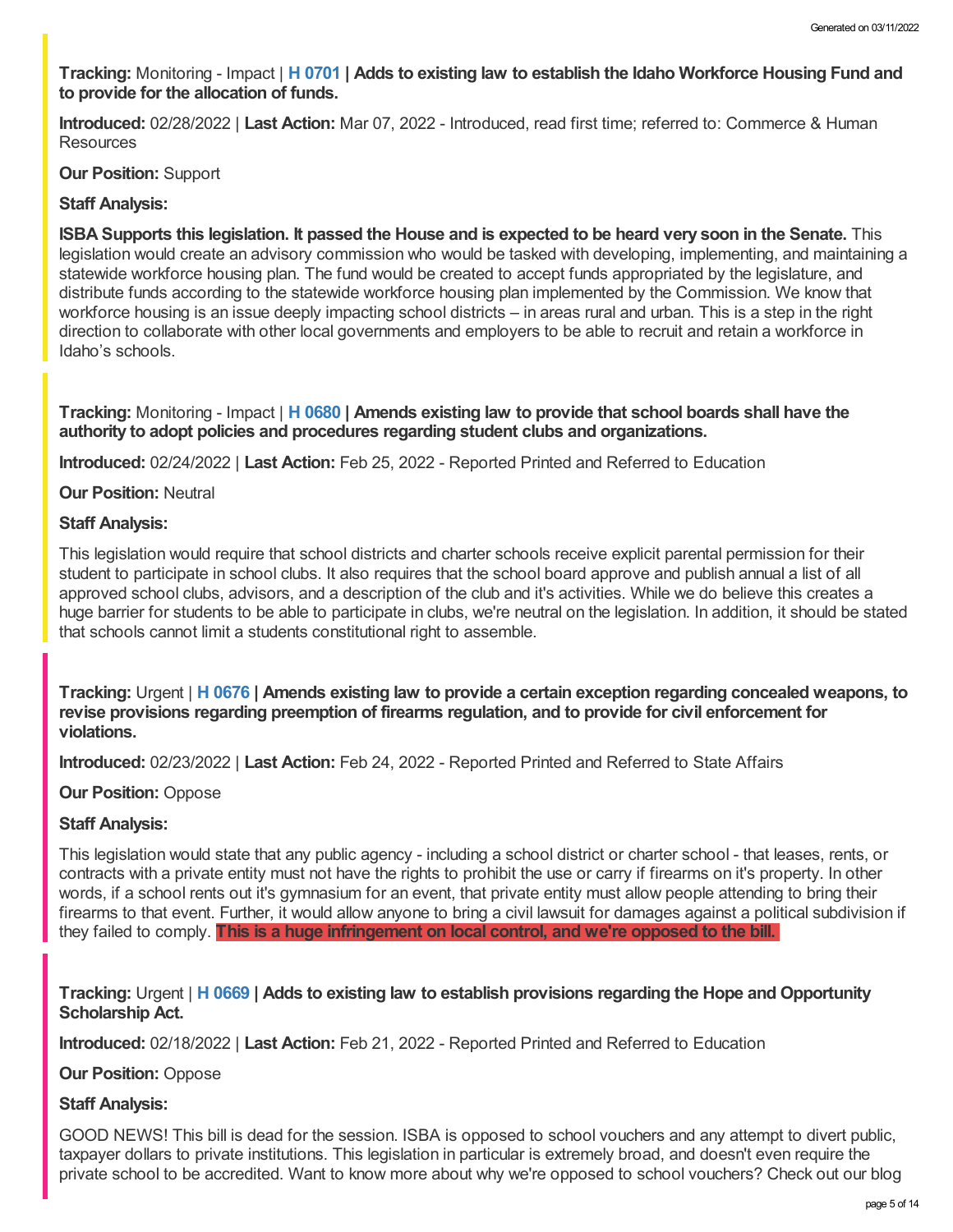**Tracking:** Monitoring - Impact | **H 0701 | Adds to existing law to establish the Idaho Workforce Housing Fund and to provide for the allocation of funds.**

**Introduced:** 02/28/2022 | **Last Action:** Mar 07, 2022 - Introduced, read first time; referred to: Commerce & Human Resources

**Our Position:** Support

**Staff Analysis:**

**ISBA Supports this legislation. It passed the House and is expected to be heard very soon in the Senate.** This legislation would create an advisory commission who would be tasked with developing, implementing, and maintaining a statewide workforce housing plan. The fund would be created to accept funds appropriated by the legislature, and distribute funds according to the statewide workforce housing plan implemented by the Commission. We know that workforce housing is an issue deeply impacting school districts – in areas rural and urban. This is a step in the right direction to collaborate with other local governments and employers to be able to recruit and retain a workforce in Idaho's schools.

**Tracking:** Monitoring - Impact | **H 0680 | Amends existing law to provide that school boards shall have the authority to adopt policies and procedures regarding student clubs and organizations.**

**Introduced:** 02/24/2022 | **Last Action:** Feb 25, 2022 - Reported Printed and Referred to Education

**Our Position:** Neutral

**Staff Analysis:**

This legislation would require that school districts and charter schools receive explicit parental permission for their student to participate in school clubs. It also requires that the school board approve and publish annual a list of all approved school clubs, advisors, and a description of the club and it's activities. While we do believe this creates a huge barrier for students to be able to participate in clubs, we're neutral on the legislation. In addition, it should be stated that schools cannot limit a students constitutional right to assemble.

**Tracking:** Urgent | **H 0676 | Amends existing law to provide a certain exception regarding concealed weapons, to revise provisions regarding preemption of firearms regulation, and to provide for civil enforcement for violations.**

**Introduced:** 02/23/2022 | **Last Action:** Feb 24, 2022 - Reported Printed and Referred to State Affairs

**Our Position:** Oppose

**Staff Analysis:**

This legislation would state that any public agency - including a school district or charter school - that leases, rents, or contracts with a private entity must not have the rights to prohibit the use or carry if firearms on it's property. In other words, if a school rents out it's gymnasium for an event, that private entity must allow people attending to bring their firearms to that event. Further, it would allow anyone to bring a civil lawsuit for damages against a political subdivision if they failed to comply. **This is a huge infringement on local control, and we're opposed to the bill.**

**Tracking:** Urgent | **H 0669 | Adds to existing law to establish provisions regarding the Hope and Opportunity Scholarship Act.**

**Introduced:** 02/18/2022 | **Last Action:** Feb 21, 2022 - Reported Printed and Referred to Education

**Our Position:** Oppose

**Staff Analysis:**

GOOD NEWS! This bill is dead for the session. ISBA is opposed to school vouchers and any attempt to divert public, taxpayer dollars to private institutions. This legislation in particular is extremely broad, and doesn't even require the private school to be accredited. Want to know more about why we're opposed to school vouchers? Check out our blog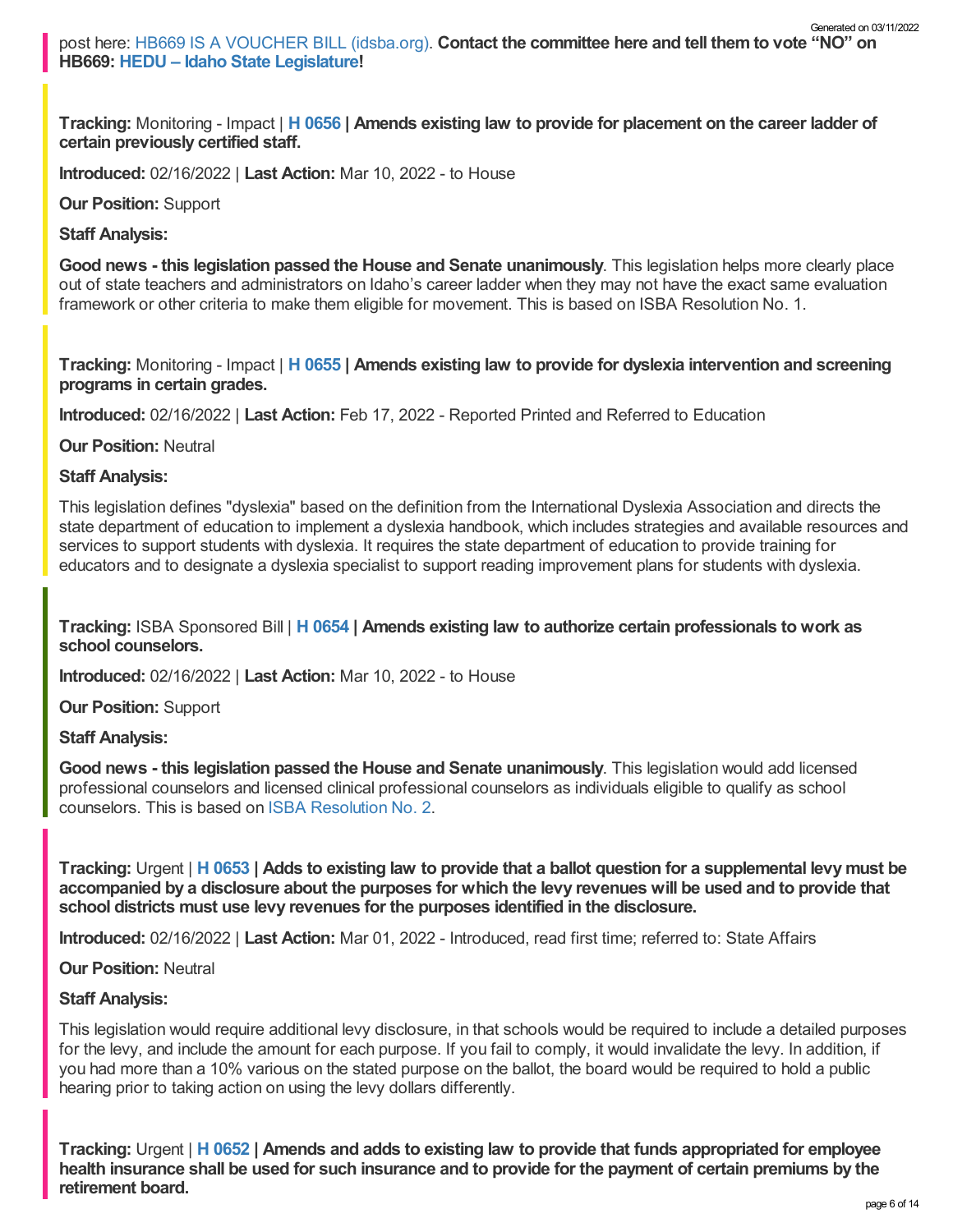post here: HB669 IS A VOUCHER BILL (idsba.org). **Contact the committee here and tell them to vote "NO" on HB669: HEDU – Idaho State Legislature!**

**Tracking:** Monitoring - Impact | **H 0656 | Amends existing law to provide for placement on the career ladder of certain previously certified staff.**

**Introduced:** 02/16/2022 | **Last Action:** Mar 10, 2022 - to House

**Our Position:** Support

**Staff Analysis:**

**Good news - this legislation passed the House and Senate unanimously**. This legislation helps more clearly place out of state teachers and administrators on Idaho's career ladder when they may not have the exact same evaluation framework or other criteria to make them eligible for movement. This is based on ISBA Resolution No. 1.

**Tracking:** Monitoring - Impact | **H 0655 | Amends existing law to provide for dyslexia intervention and screening programs in certain grades.**

**Introduced:** 02/16/2022 | **Last Action:** Feb 17, 2022 - Reported Printed and Referred to Education

**Our Position:** Neutral

**Staff Analysis:**

This legislation defines "dyslexia" based on the definition from the International Dyslexia Association and directs the state department of education to implement a dyslexia handbook, which includes strategies and available resources and services to support students with dyslexia. It requires the state department of education to provide training for educators and to designate a dyslexia specialist to support reading improvement plans for students with dyslexia.

**Tracking:** ISBA Sponsored Bill | **H 0654 | Amends existing law to authorize certain professionals to work as school counselors.**

**Introduced:** 02/16/2022 | **Last Action:** Mar 10, 2022 - to House

**Our Position:** Support

**Staff Analysis:**

**Good news - this legislation passed the House and Senate unanimously**. This legislation would add licensed professional counselors and licensed clinical professional counselors as individuals eligible to qualify as school counselors. This is based on ISBA Resolution No. 2.

**Tracking:** Urgent | **H 0653 | Adds to existing law to provide that a ballot question for a supplemental levy must be accompanied by a disclosure about the purposes for which the levy revenues will be used and to provide that school districts must use levy revenues for the purposes identified in the disclosure.**

**Introduced:** 02/16/2022 | **Last Action:** Mar 01, 2022 - Introduced, read first time; referred to: State Affairs

**Our Position:** Neutral

**Staff Analysis:**

This legislation would require additional levy disclosure, in that schools would be required to include a detailed purposes for the levy, and include the amount for each purpose. If you fail to comply, it would invalidate the levy. In addition, if you had more than a 10% various on the stated purpose on the ballot, the board would be required to hold a public hearing prior to taking action on using the levy dollars differently.

**Tracking:** Urgent | **H 0652 | Amends and adds to existing law to provide that funds appropriated for employee health insurance shall be used for such insurance and to provide for the payment of certain premiums by the retirement board.**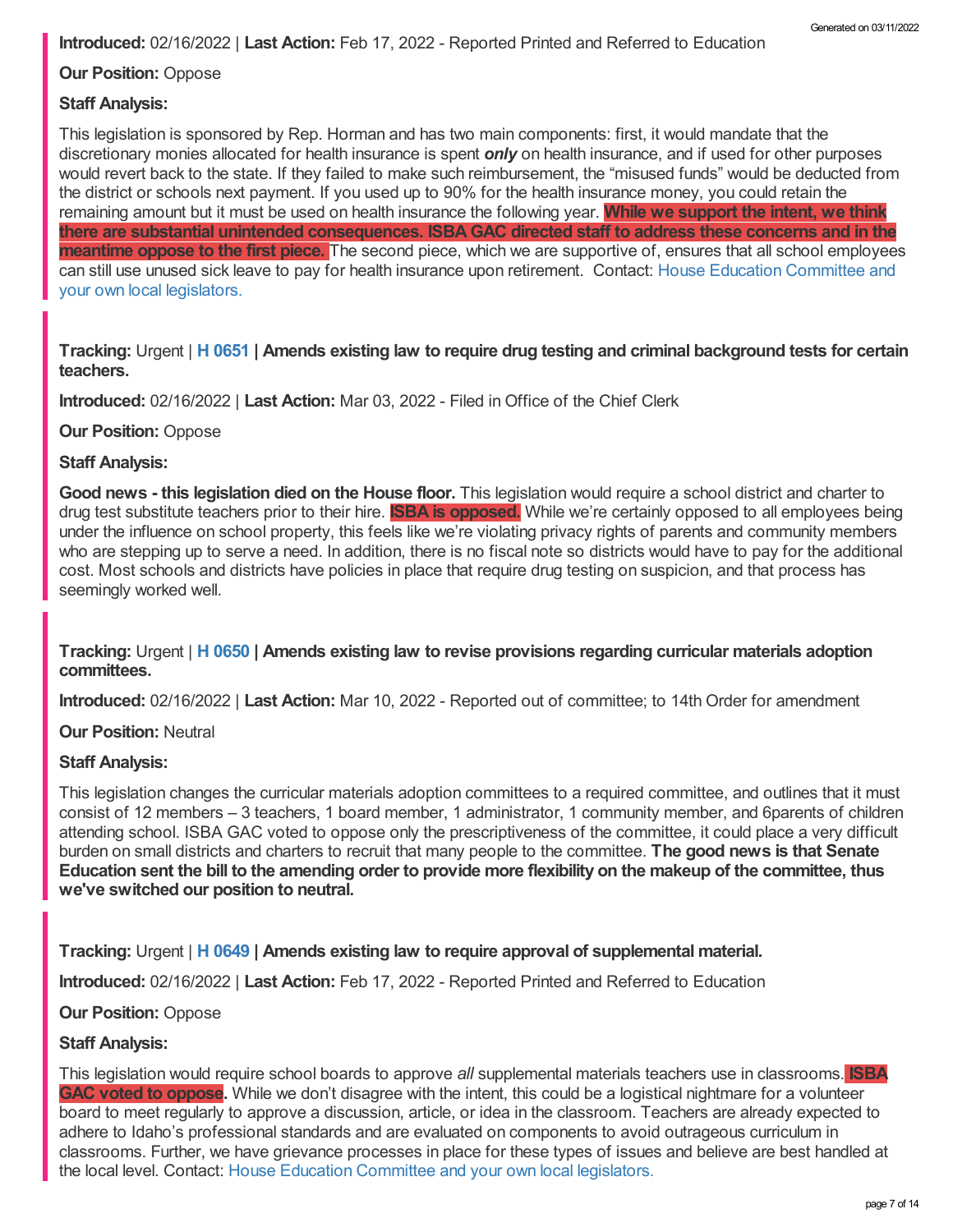**Introduced:** 02/16/2022 | **Last Action:** Feb 17, 2022 - Reported Printed and Referred to Education

**Our Position:** Oppose

**Staff Analysis:**

This legislation is sponsored by Rep. Horman and has two main components: first, it would mandate that the discretionary monies allocated for health insurance is spent ***only*** on health insurance, and if used for other purposes would revert back to the state. If they failed to make such reimbursement, the "misused funds" would be deducted from the district or schools next payment. If you used up to 90% for the health insurance money, you could retain the remaining amount but it must be used on health insurance the following year. **While we support the intent, we think there are substantial unintended consequences. ISBA GAC directed staff to address these concerns and in the meantime oppose to the first piece.** The second piece, which we are supportive of, ensures that all school employees can still use unused sick leave to pay for health insurance upon retirement. Contact: House Education Committee and your own local legislators.

**Tracking:** Urgent | **H 0651 | Amends existing law to require drug testing and criminal background tests for certain teachers.**

**Introduced:** 02/16/2022 | **Last Action:** Mar 03, 2022 - Filed in Office of the Chief Clerk

**Our Position:** Oppose

**Staff Analysis:**

**Good news - this legislation died on the House floor.** This legislation would require a school district and charter to drug test substitute teachers prior to their hire. **ISBA is opposed.** While we're certainly opposed to all employees being under the influence on school property, this feels like we're violating privacy rights of parents and community members who are stepping up to serve a need. In addition, there is no fiscal note so districts would have to pay for the additional cost. Most schools and districts have policies in place that require drug testing on suspicion, and that process has seemingly worked well.

**Tracking:** Urgent | **H 0650 | Amends existing law to revise provisions regarding curricular materials adoption committees.**

**Introduced:** 02/16/2022 | **Last Action:** Mar 10, 2022 - Reported out of committee; to 14th Order for amendment

**Our Position:** Neutral

**Staff Analysis:**

This legislation changes the curricular materials adoption committees to a required committee, and outlines that it must consist of 12 members – 3 teachers, 1 board member, 1 administrator, 1 community member, and 6parents of children attending school. ISBA GAC voted to oppose only the prescriptiveness of the committee, it could place a very difficult burden on small districts and charters to recruit that many people to the committee. **The good news is that Senate Education sent the bill to the amending order to provide more flexibility on the makeup of the committee, thus we've switched our position to neutral.**

**Tracking:** Urgent | **H 0649 | Amends existing law to require approval of supplemental material.**

**Introduced:** 02/16/2022 | **Last Action:** Feb 17, 2022 - Reported Printed and Referred to Education

**Our Position:** Oppose

**Staff Analysis:**

This legislation would require school boards to approve *all* supplemental materials teachers use in classrooms. **ISBA GAC voted to oppose.** While we don't disagree with the intent, this could be a logistical nightmare for a volunteer board to meet regularly to approve a discussion, article, or idea in the classroom. Teachers are already expected to adhere to Idaho's professional standards and are evaluated on components to avoid outrageous curriculum in classrooms. Further, we have grievance processes in place for these types of issues and believe are best handled at the local level. Contact: House Education Committee and your own local legislators.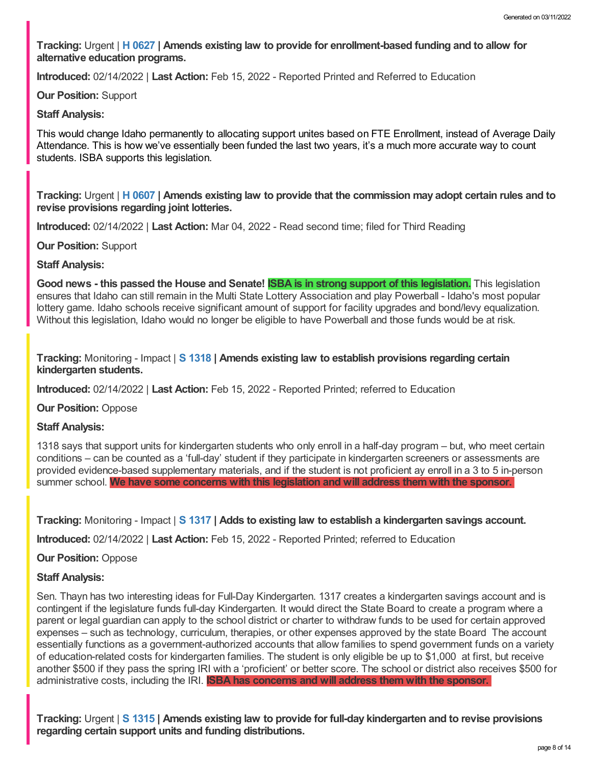**Tracking:** Urgent | **H 0627 | Amends existing law to provide for enrollment-based funding and to allow for alternative education programs.**

**Introduced:** 02/14/2022 | **Last Action:** Feb 15, 2022 - Reported Printed and Referred to Education

**Our Position:** Support

**Staff Analysis:**

This would change Idaho permanently to allocating support unites based on FTE Enrollment, instead of Average Daily Attendance. This is how we've essentially been funded the last two years, it's a much more accurate way to count students. ISBA supports this legislation.

**Tracking:** Urgent | **H 0607 | Amends existing law to provide that the commission may adopt certain rules and to revise provisions regarding joint lotteries.**

**Introduced:** 02/14/2022 | **Last Action:** Mar 04, 2022 - Read second time; filed for Third Reading

**Our Position:** Support

**Staff Analysis:**

**Good news - this passed the House and Senate! ISBA is in strong support of this legislation.** This legislation ensures that Idaho can still remain in the Multi State Lottery Association and play Powerball - Idaho's most popular lottery game. Idaho schools receive significant amount of support for facility upgrades and bond/levy equalization. Without this legislation, Idaho would no longer be eligible to have Powerball and those funds would be at risk.

**Tracking:** Monitoring - Impact | **S 1318 | Amends existing law to establish provisions regarding certain kindergarten students.**

**Introduced:** 02/14/2022 | **Last Action:** Feb 15, 2022 - Reported Printed; referred to Education

**Our Position:** Oppose

**Staff Analysis:**

1318 says that support units for kindergarten students who only enroll in a half-day program – but, who meet certain conditions – can be counted as a 'full-day' student if they participate in kindergarten screeners or assessments are provided evidence-based supplementary materials, and if the student is not proficient ay enroll in a 3 to 5 in-person summer school. **We have some concerns with this legislation and will address them with the sponsor.**

**Tracking:** Monitoring - Impact | **S 1317 | Adds to existing law to establish a kindergarten savings account.**

**Introduced:** 02/14/2022 | **Last Action:** Feb 15, 2022 - Reported Printed; referred to Education

**Our Position:** Oppose

**Staff Analysis:**

Sen. Thayn has two interesting ideas for Full-Day Kindergarten. 1317 creates a kindergarten savings account and is contingent if the legislature funds full-day Kindergarten. It would direct the State Board to create a program where a parent or legal guardian can apply to the school district or charter to withdraw funds to be used for certain approved expenses – such as technology, curriculum, therapies, or other expenses approved by the state Board The account essentially functions as a government-authorized accounts that allow families to spend government funds on a variety of education-related costs for kindergarten families. The student is only eligible be up to $1,000 at first, but receive another $500 if they pass the spring IRI with a 'proficient' or better score. The school or district also receives $500 for administrative costs, including the IRI. **ISBA has concerns and will address them with the sponsor.**

**Tracking:** Urgent | **S 1315 | Amends existing law to provide for full-day kindergarten and to revise provisions regarding certain support units and funding distributions.**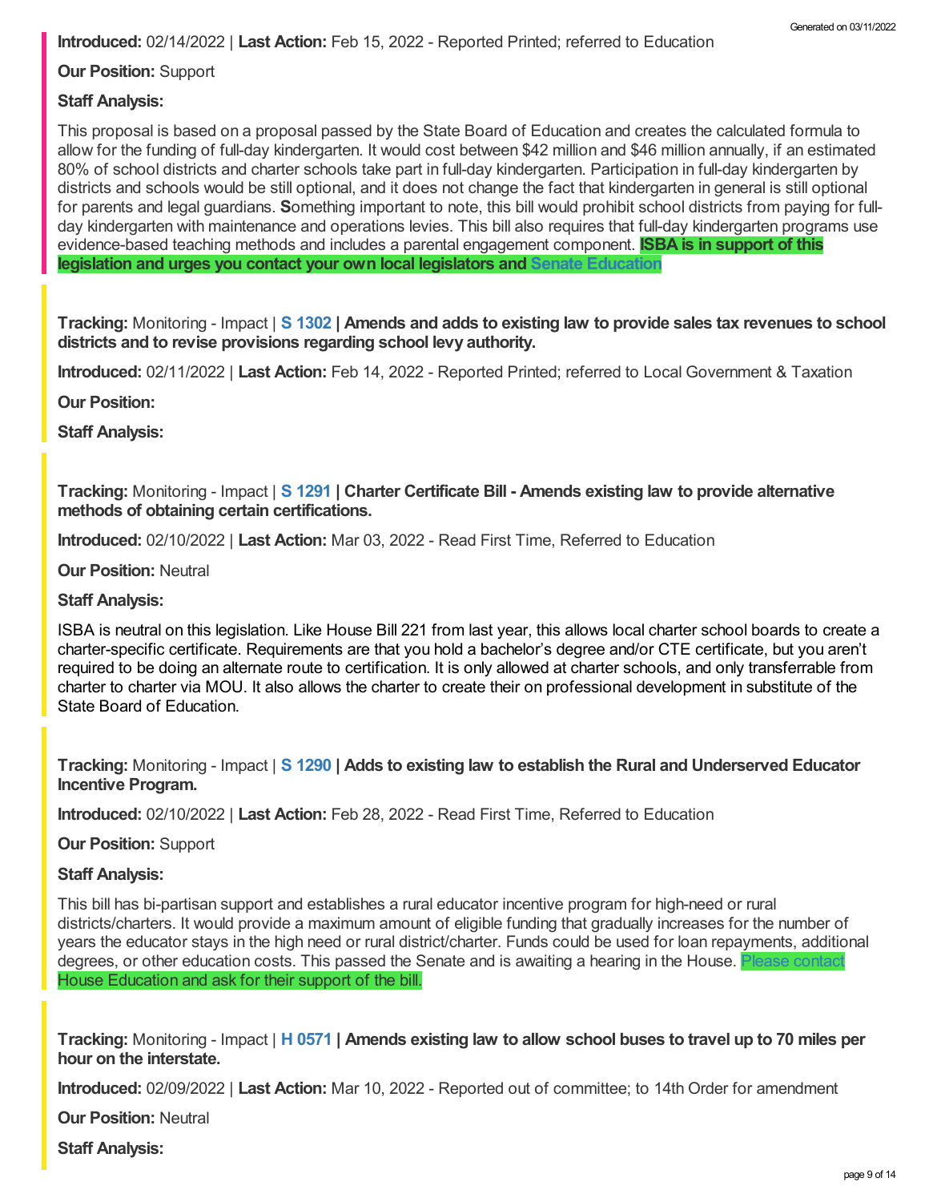**Introduced:** 02/14/2022 | **Last Action:** Feb 15, 2022 - Reported Printed; referred to Education

**Our Position:** Support

**Staff Analysis:**

This proposal is based on a proposal passed by the State Board of Education and creates the calculated formula to allow for the funding of full-day kindergarten. It would cost between $42 million and $46 million annually, if an estimated 80% of school districts and charter schools take part in full-day kindergarten. Participation in full-day kindergarten by districts and schools would be still optional, and it does not change the fact that kindergarten in general is still optional for parents and legal guardians. **S**omething important to note, this bill would prohibit school districts from paying for full-day kindergarten with maintenance and operations levies. This bill also requires that full-day kindergarten programs use evidence-based teaching methods and includes a parental engagement component. **ISBA is in support of this legislation and urges you contact your own local legislators and Senate Education**

**Tracking:** Monitoring - Impact | **S 1302 | Amends and adds to existing law to provide sales tax revenues to school districts and to revise provisions regarding school levy authority.**

**Introduced:** 02/11/2022 | **Last Action:** Feb 14, 2022 - Reported Printed; referred to Local Government & Taxation

**Our Position:**

**Staff Analysis:**

**Tracking:** Monitoring - Impact | **S 1291 | Charter Certificate Bill - Amends existing law to provide alternative methods of obtaining certain certifications.**

**Introduced:** 02/10/2022 | **Last Action:** Mar 03, 2022 - Read First Time, Referred to Education

**Our Position:** Neutral

**Staff Analysis:**

ISBA is neutral on this legislation. Like House Bill 221 from last year, this allows local charter school boards to create a charter-specific certificate. Requirements are that you hold a bachelor's degree and/or CTE certificate, but you aren't required to be doing an alternate route to certification. It is only allowed at charter schools, and only transferrable from charter to charter via MOU. It also allows the charter to create their on professional development in substitute of the State Board of Education.

**Tracking:** Monitoring - Impact | **S 1290 | Adds to existing law to establish the Rural and Underserved Educator Incentive Program.**

**Introduced:** 02/10/2022 | **Last Action:** Feb 28, 2022 - Read First Time, Referred to Education

**Our Position:** Support

**Staff Analysis:**

This bill has bi-partisan support and establishes a rural educator incentive program for high-need or rural districts/charters. It would provide a maximum amount of eligible funding that gradually increases for the number of years the educator stays in the high need or rural district/charter. Funds could be used for loan repayments, additional degrees, or other education costs. This passed the Senate and is awaiting a hearing in the House. Please contact House Education and ask for their support of the bill.

**Tracking:** Monitoring - Impact | **H 0571 | Amends existing law to allow school buses to travel up to 70 miles per hour on the interstate.**

**Introduced:** 02/09/2022 | **Last Action:** Mar 10, 2022 - Reported out of committee; to 14th Order for amendment

**Our Position:** Neutral

**Staff Analysis:**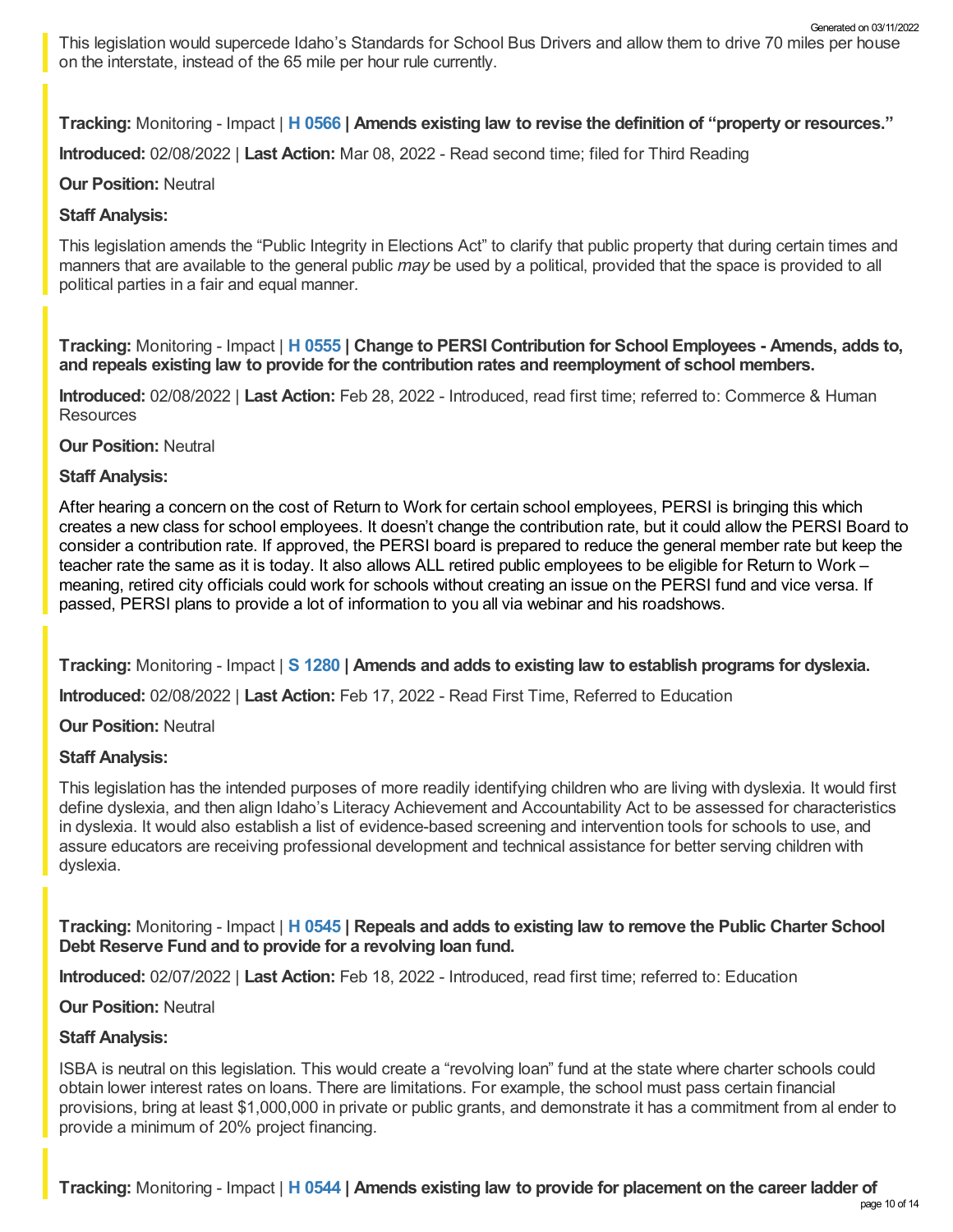This legislation would supercede Idaho's Standards for School Bus Drivers and allow them to drive 70 miles per house on the interstate, instead of the 65 mile per hour rule currently.

**Tracking:** Monitoring - Impact | **H 0566 | Amends existing law to revise the definition of "property or resources."**

**Introduced:** 02/08/2022 | **Last Action:** Mar 08, 2022 - Read second time; filed for Third Reading

**Our Position:** Neutral

**Staff Analysis:**

This legislation amends the "Public Integrity in Elections Act" to clarify that public property that during certain times and manners that are available to the general public *may* be used by a political, provided that the space is provided to all political parties in a fair and equal manner.

**Tracking:** Monitoring - Impact | **H 0555 | Change to PERSI Contribution for School Employees - Amends, adds to, and repeals existing law to provide for the contribution rates and reemployment of school members.**

**Introduced:** 02/08/2022 | **Last Action:** Feb 28, 2022 - Introduced, read first time; referred to: Commerce & Human Resources

**Our Position:** Neutral

**Staff Analysis:**

After hearing a concern on the cost of Return to Work for certain school employees, PERSI is bringing this which creates a new class for school employees. It doesn't change the contribution rate, but it could allow the PERSI Board to consider a contribution rate. If approved, the PERSI board is prepared to reduce the general member rate but keep the teacher rate the same as it is today. It also allows ALL retired public employees to be eligible for Return to Work – meaning, retired city officials could work for schools without creating an issue on the PERSI fund and vice versa. If passed, PERSI plans to provide a lot of information to you all via webinar and his roadshows.

**Tracking:** Monitoring - Impact | **S 1280 | Amends and adds to existing law to establish programs for dyslexia.**

**Introduced:** 02/08/2022 | **Last Action:** Feb 17, 2022 - Read First Time, Referred to Education

**Our Position:** Neutral

**Staff Analysis:**

This legislation has the intended purposes of more readily identifying children who are living with dyslexia. It would first define dyslexia, and then align Idaho's Literacy Achievement and Accountability Act to be assessed for characteristics in dyslexia. It would also establish a list of evidence-based screening and intervention tools for schools to use, and assure educators are receiving professional development and technical assistance for better serving children with dyslexia.

**Tracking:** Monitoring - Impact | **H 0545 | Repeals and adds to existing law to remove the Public Charter School Debt Reserve Fund and to provide for a revolving loan fund.**

**Introduced:** 02/07/2022 | **Last Action:** Feb 18, 2022 - Introduced, read first time; referred to: Education

**Our Position:** Neutral

**Staff Analysis:**

ISBA is neutral on this legislation. This would create a "revolving loan" fund at the state where charter schools could obtain lower interest rates on loans. There are limitations. For example, the school must pass certain financial provisions, bring at least $1,000,000 in private or public grants, and demonstrate it has a commitment from al ender to provide a minimum of 20% project financing.

**Tracking:** Monitoring - Impact | **H 0544 | Amends existing law to provide for placement on the career ladder of**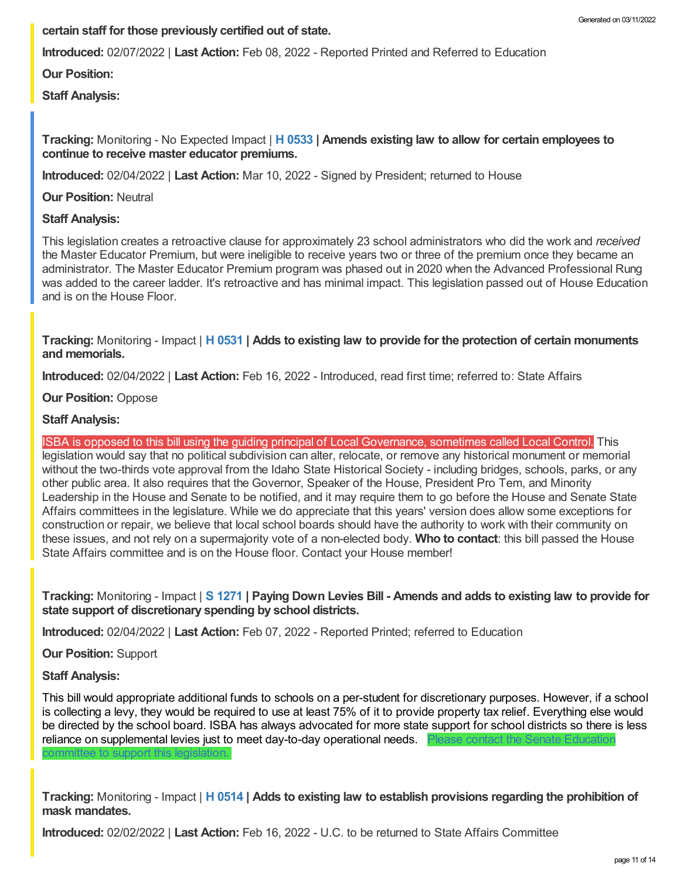**certain staff for those previously certified out of state.**

**Introduced:** 02/07/2022 | **Last Action:** Feb 08, 2022 - Reported Printed and Referred to Education

**Our Position:**

**Staff Analysis:**

**Tracking:** Monitoring - No Expected Impact | **H 0533 | Amends existing law to allow for certain employees to continue to receive master educator premiums.**

**Introduced:** 02/04/2022 | **Last Action:** Mar 10, 2022 - Signed by President; returned to House

**Our Position:** Neutral

**Staff Analysis:**

This legislation creates a retroactive clause for approximately 23 school administrators who did the work and *received* the Master Educator Premium, but were ineligible to receive years two or three of the premium once they became an administrator. The Master Educator Premium program was phased out in 2020 when the Advanced Professional Rung was added to the career ladder. It's retroactive and has minimal impact. This legislation passed out of House Education and is on the House Floor.

**Tracking:** Monitoring - Impact | **H 0531 | Adds to existing law to provide for the protection of certain monuments and memorials.**

**Introduced:** 02/04/2022 | **Last Action:** Feb 16, 2022 - Introduced, read first time; referred to: State Affairs

**Our Position:** Oppose

**Staff Analysis:**

ISBA is opposed to this bill using the guiding principal of Local Governance, sometimes called Local Control. This legislation would say that no political subdivision can alter, relocate, or remove any historical monument or memorial without the two-thirds vote approval from the Idaho State Historical Society - including bridges, schools, parks, or any other public area. It also requires that the Governor, Speaker of the House, President Pro Tem, and Minority Leadership in the House and Senate to be notified, and it may require them to go before the House and Senate State Affairs committees in the legislature. While we do appreciate that this years' version does allow some exceptions for construction or repair, we believe that local school boards should have the authority to work with their community on these issues, and not rely on a supermajority vote of a non-elected body. **Who to contact**: this bill passed the House State Affairs committee and is on the House floor. Contact your House member!

**Tracking:** Monitoring - Impact | **S 1271 | Paying Down Levies Bill - Amends and adds to existing law to provide for state support of discretionary spending by school districts.**

**Introduced:** 02/04/2022 | **Last Action:** Feb 07, 2022 - Reported Printed; referred to Education

**Our Position:** Support

**Staff Analysis:**

This bill would appropriate additional funds to schools on a per-student for discretionary purposes. However, if a school is collecting a levy, they would be required to use at least 75% of it to provide property tax relief. Everything else would be directed by the school board. ISBA has always advocated for more state support for school districts so there is less reliance on supplemental levies just to meet day-to-day operational needs. Please contact the Senate Education committee to support this legislation.

**Tracking:** Monitoring - Impact | **H 0514 | Adds to existing law to establish provisions regarding the prohibition of mask mandates.**

**Introduced:** 02/02/2022 | **Last Action:** Feb 16, 2022 - U.C. to be returned to State Affairs Committee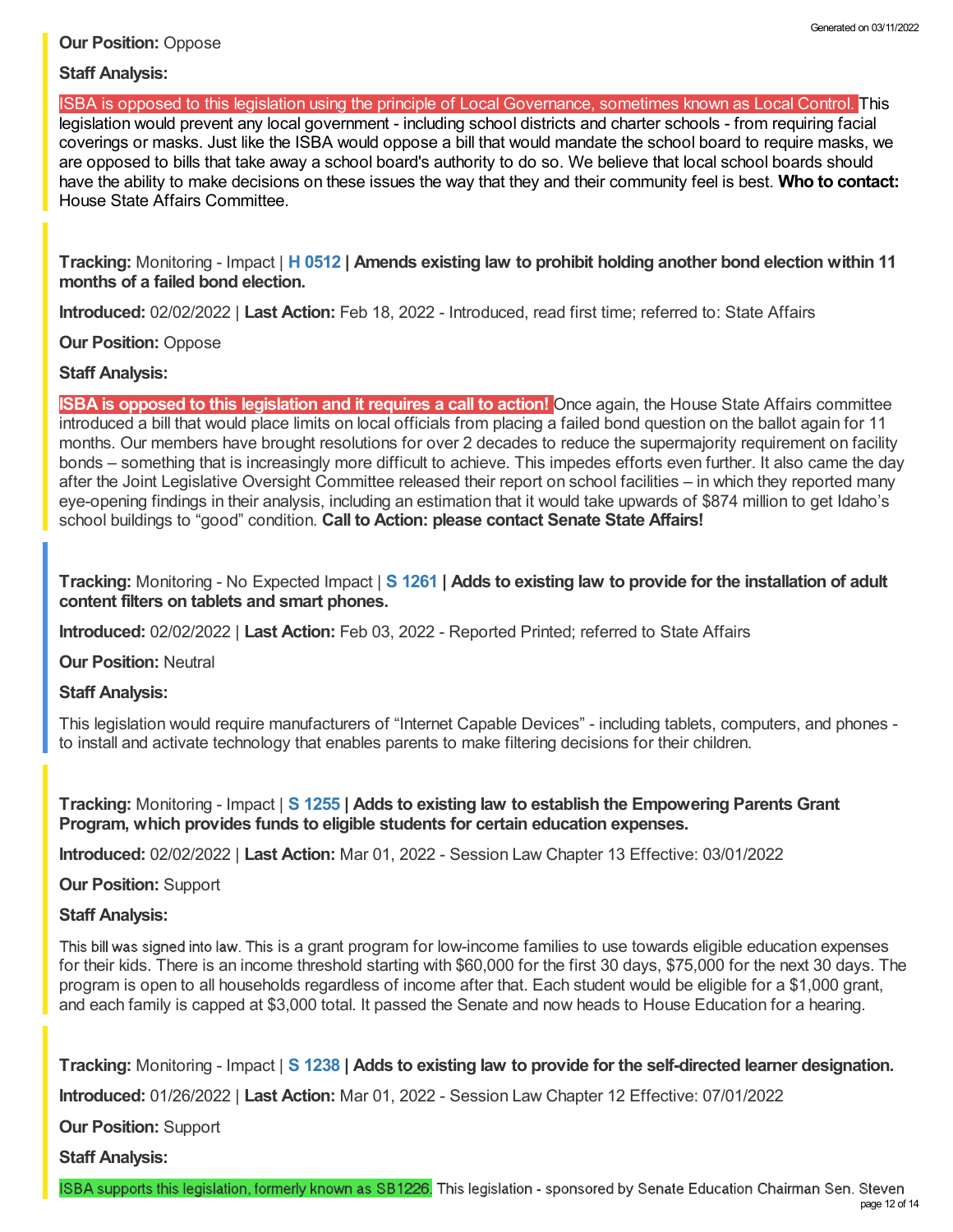**Our Position:** Oppose

**Staff Analysis:**

ISBA is opposed to this legislation using the principle of Local Governance, sometimes known as Local Control. This legislation would prevent any local government - including school districts and charter schools - from requiring facial coverings or masks. Just like the ISBA would oppose a bill that would mandate the school board to require masks, we are opposed to bills that take away a school board's authority to do so. We believe that local school boards should have the ability to make decisions on these issues the way that they and their community feel is best. **Who to contact:** House State Affairs Committee.

**Tracking:** Monitoring - Impact | **H 0512 | Amends existing law to prohibit holding another bond election within 11 months of a failed bond election.**

**Introduced:** 02/02/2022 | **Last Action:** Feb 18, 2022 - Introduced, read first time; referred to: State Affairs

**Our Position:** Oppose

**Staff Analysis:**

**ISBA is opposed to this legislation and it requires a call to action!** Once again, the House State Affairs committee introduced a bill that would place limits on local officials from placing a failed bond question on the ballot again for 11 months. Our members have brought resolutions for over 2 decades to reduce the supermajority requirement on facility bonds – something that is increasingly more difficult to achieve. This impedes efforts even further. It also came the day after the Joint Legislative Oversight Committee released their report on school facilities – in which they reported many eye-opening findings in their analysis, including an estimation that it would take upwards of $874 million to get Idaho's school buildings to "good" condition. **Call to Action: please contact Senate State Affairs!**

**Tracking:** Monitoring - No Expected Impact | **S 1261 | Adds to existing law to provide for the installation of adult content filters on tablets and smart phones.**

**Introduced:** 02/02/2022 | **Last Action:** Feb 03, 2022 - Reported Printed; referred to State Affairs

**Our Position:** Neutral

**Staff Analysis:**

This legislation would require manufacturers of "Internet Capable Devices" - including tablets, computers, and phones - to install and activate technology that enables parents to make filtering decisions for their children.

**Tracking:** Monitoring - Impact | **S 1255 | Adds to existing law to establish the Empowering Parents Grant Program, which provides funds to eligible students for certain education expenses.**

**Introduced:** 02/02/2022 | **Last Action:** Mar 01, 2022 - Session Law Chapter 13 Effective: 03/01/2022

**Our Position:** Support

**Staff Analysis:**

This bill was signed into law. This is a grant program for low-income families to use towards eligible education expenses for their kids. There is an income threshold starting with $60,000 for the first 30 days, $75,000 for the next 30 days. The program is open to all households regardless of income after that. Each student would be eligible for a $1,000 grant, and each family is capped at $3,000 total. It passed the Senate and now heads to House Education for a hearing.

**Tracking:** Monitoring - Impact | **S 1238 | Adds to existing law to provide for the self-directed learner designation.**

**Introduced:** 01/26/2022 | **Last Action:** Mar 01, 2022 - Session Law Chapter 12 Effective: 07/01/2022

**Our Position:** Support

**Staff Analysis:**

ISBA supports this legislation, formerly known as SB1226. This legislation - sponsored by Senate Education Chairman Sen. Steven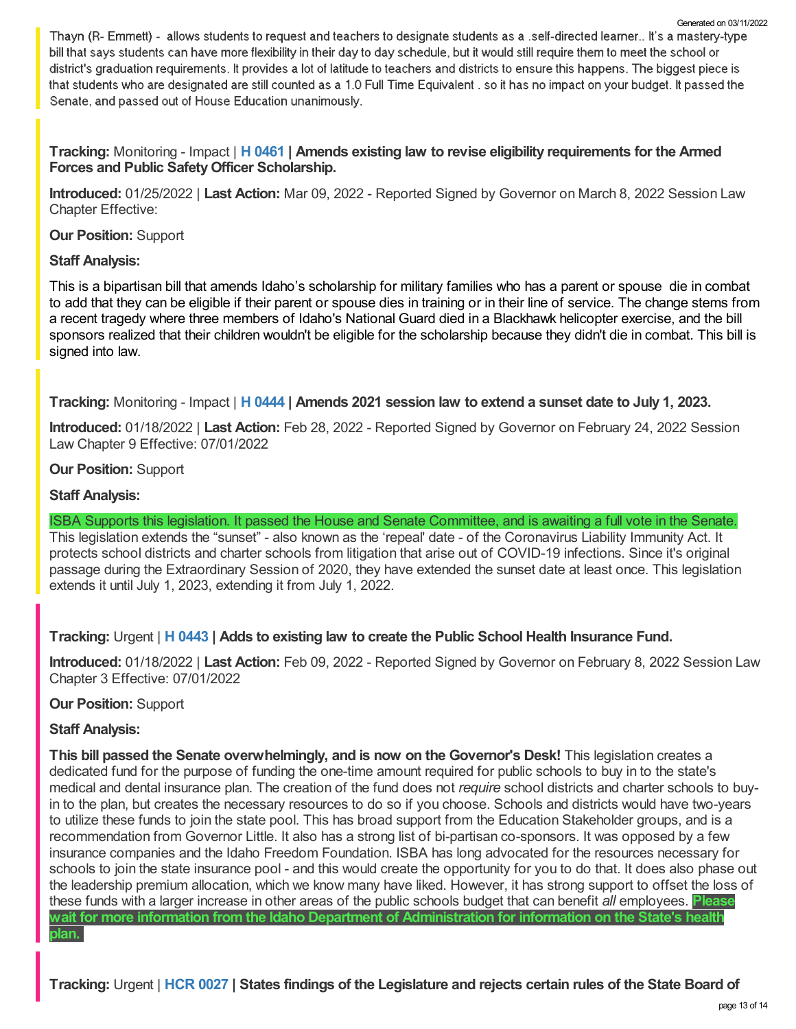Thayn (R- Emmett) - allows students to request and teachers to designate students as a .self-directed learner.. It's a mastery-type bill that says students can have more flexibility in their day to day schedule, but it would still require them to meet the school or district's graduation requirements. It provides a lot of latitude to teachers and districts to ensure this happens. The biggest piece is that students who are designated are still counted as a 1.0 Full Time Equivalent . so it has no impact on your budget. It passed the Senate, and passed out of House Education unanimously.

**Tracking:** Monitoring - Impact | **H 0461 | Amends existing law to revise eligibility requirements for the Armed Forces and Public Safety Officer Scholarship.**

**Introduced:** 01/25/2022 | **Last Action:** Mar 09, 2022 - Reported Signed by Governor on March 8, 2022 Session Law Chapter Effective:

**Our Position:** Support

**Staff Analysis:**

This is a bipartisan bill that amends Idaho's scholarship for military families who has a parent or spouse die in combat to add that they can be eligible if their parent or spouse dies in training or in their line of service. The change stems from a recent tragedy where three members of Idaho's National Guard died in a Blackhawk helicopter exercise, and the bill sponsors realized that their children wouldn't be eligible for the scholarship because they didn't die in combat. This bill is signed into law.

**Tracking:** Monitoring - Impact | **H 0444 | Amends 2021 session law to extend a sunset date to July 1, 2023.**

**Introduced:** 01/18/2022 | **Last Action:** Feb 28, 2022 - Reported Signed by Governor on February 24, 2022 Session Law Chapter 9 Effective: 07/01/2022

**Our Position:** Support

**Staff Analysis:**

ISBA Supports this legislation. It passed the House and Senate Committee, and is awaiting a full vote in the Senate. This legislation extends the "sunset" - also known as the 'repeal' date - of the Coronavirus Liability Immunity Act. It protects school districts and charter schools from litigation that arise out of COVID-19 infections. Since it's original passage during the Extraordinary Session of 2020, they have extended the sunset date at least once. This legislation extends it until July 1, 2023, extending it from July 1, 2022.

**Tracking:** Urgent | **H 0443 | Adds to existing law to create the Public School Health Insurance Fund.**

**Introduced:** 01/18/2022 | **Last Action:** Feb 09, 2022 - Reported Signed by Governor on February 8, 2022 Session Law Chapter 3 Effective: 07/01/2022

**Our Position:** Support

**Staff Analysis:**

**This bill passed the Senate overwhelmingly, and is now on the Governor's Desk!** This legislation creates a dedicated fund for the purpose of funding the one-time amount required for public schools to buy in to the state's medical and dental insurance plan. The creation of the fund does not *require* school districts and charter schools to buy-in to the plan, but creates the necessary resources to do so if you choose. Schools and districts would have two-years to utilize these funds to join the state pool. This has broad support from the Education Stakeholder groups, and is a recommendation from Governor Little. It also has a strong list of bi-partisan co-sponsors. It was opposed by a few insurance companies and the Idaho Freedom Foundation. ISBA has long advocated for the resources necessary for schools to join the state insurance pool - and this would create the opportunity for you to do that. It does also phase out the leadership premium allocation, which we know many have liked. However, it has strong support to offset the loss of these funds with a larger increase in other areas of the public schools budget that can benefit *all* employees. **Please wait for more information from the Idaho Department of Administration for information on the State's health plan.**

**Tracking:** Urgent | **HCR 0027 | States findings of the Legislature and rejects certain rules of the State Board of**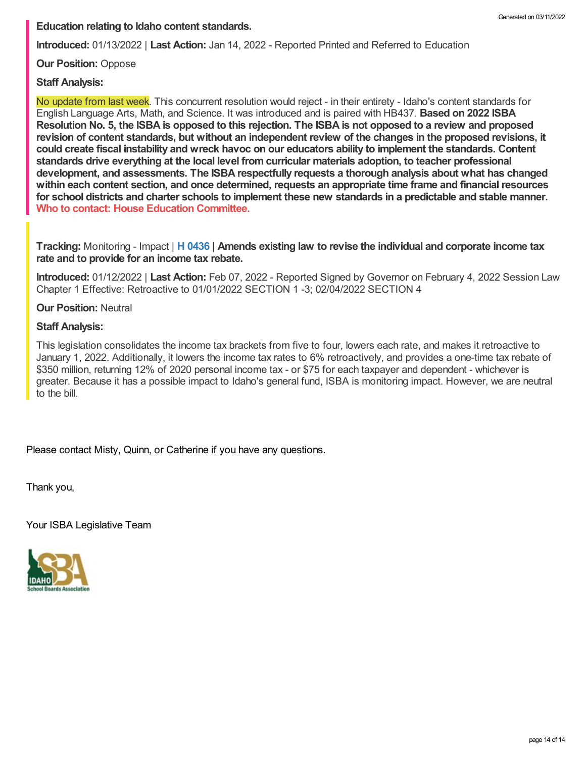**Education relating to Idaho content standards.**

**Introduced:** 01/13/2022 | **Last Action:** Jan 14, 2022 - Reported Printed and Referred to Education

**Our Position:** Oppose

**Staff Analysis:**

No update from last week. This concurrent resolution would reject - in their entirety - Idaho's content standards for English Language Arts, Math, and Science. It was introduced and is paired with HB437. **Based on 2022 ISBA Resolution No. 5, the ISBA is opposed to this rejection. The ISBA is not opposed to a review and proposed revision of content standards, but without an independent review of the changes in the proposed revisions, it could create fiscal instability and wreck havoc on our educators ability to implement the standards. Content standards drive everything at the local level from curricular materials adoption, to teacher professional development, and assessments. The ISBA respectfully requests a thorough analysis about what has changed within each content section, and once determined, requests an appropriate time frame and financial resources for school districts and charter schools to implement these new standards in a predictable and stable manner. Who to contact: House Education Committee.**

**Tracking:** Monitoring - Impact | **H 0436 | Amends existing law to revise the individual and corporate income tax rate and to provide for an income tax rebate.**

**Introduced:** 01/12/2022 | **Last Action:** Feb 07, 2022 - Reported Signed by Governor on February 4, 2022 Session Law Chapter 1 Effective: Retroactive to 01/01/2022 SECTION 1 -3; 02/04/2022 SECTION 4

**Our Position:** Neutral

**Staff Analysis:**

This legislation consolidates the income tax brackets from five to four, lowers each rate, and makes it retroactive to January 1, 2022. Additionally, it lowers the income tax rates to 6% retroactively, and provides a one-time tax rebate of $350 million, returning 12% of 2020 personal income tax - or $75 for each taxpayer and dependent - whichever is greater. Because it has a possible impact to Idaho's general fund, ISBA is monitoring impact. However, we are neutral to the bill.

Please contact Misty, Quinn, or Catherine if you have any questions.

Thank you,

Your ISBA Legislative Team